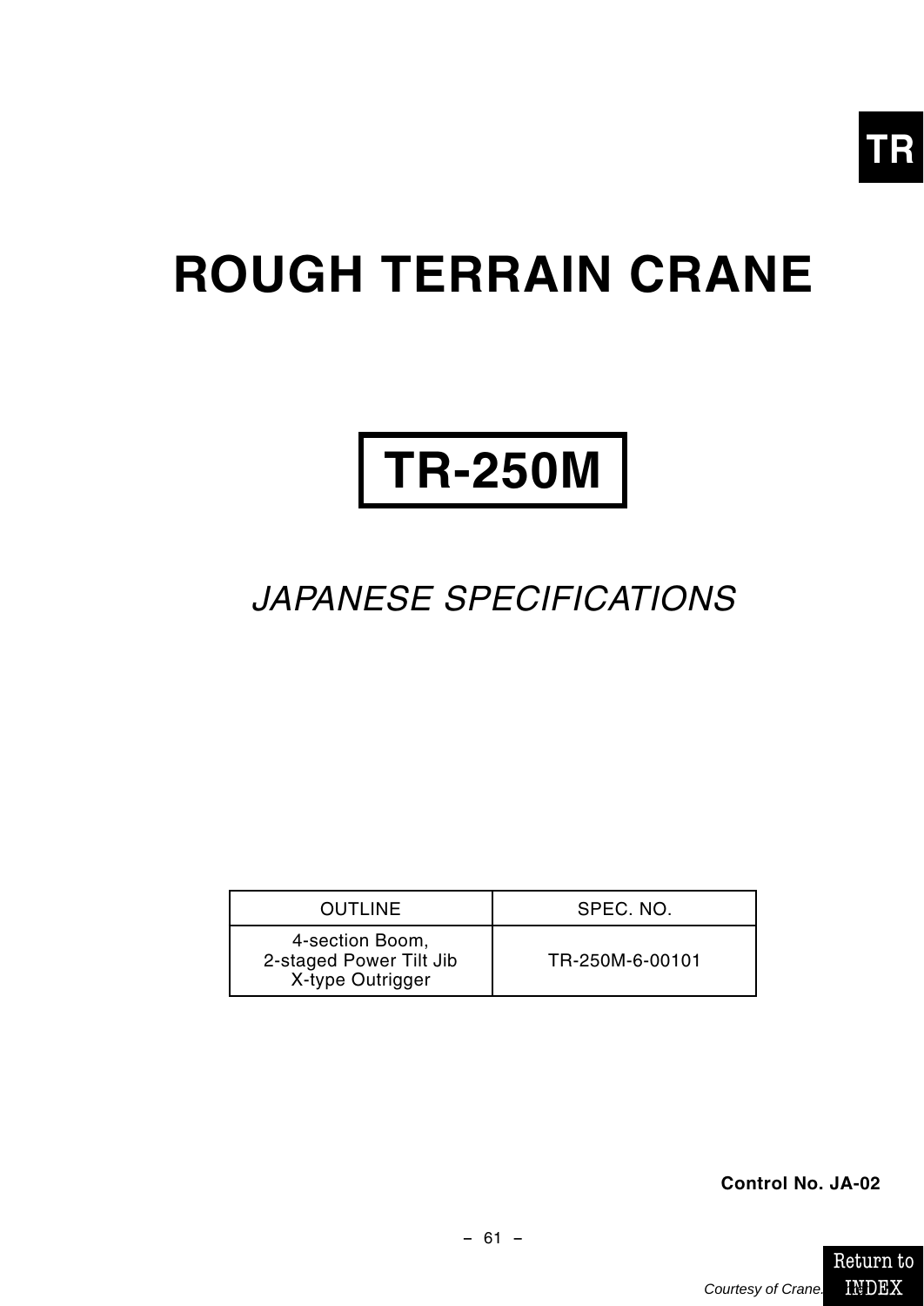TR

# ROUGH TERRAIN CRANE

## TR-250M

*JAPANESE SPECIFICATIONS*

| OUTLINE | SPEC. NO. |
| --- | --- |
| 4-section Boom, 2-staged Power Tilt Jib X-type Outrigger | TR-250M-6-00101 |

**Control No. JA-02**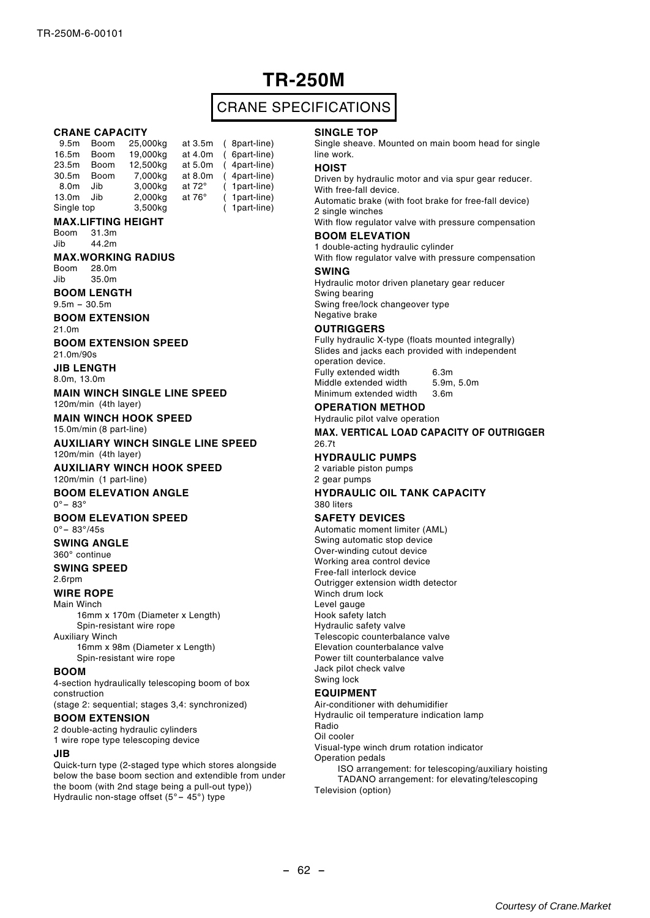# TR-250M

## CRANE SPECIFICATIONS

### CRANE CAPACITY

| | | | | |
|---|---|---|---|---|
| 9.5m | Boom | 25,000kg | at 3.5m | ( 8part-line) |
| 16.5m | Boom | 19,000kg | at 4.0m | ( 6part-line) |
| 23.5m | Boom | 12,500kg | at 5.0m | ( 4part-line) |
| 30.5m | Boom | 7,000kg | at 8.0m | ( 4part-line) |
| 8.0m | Jib | 3,000kg | at 72° | ( 1part-line) |
| 13.0m | Jib | 2,000kg | at 76° | ( 1part-line) |
| Single top | | 3,500kg | | ( 1part-line) |

### MAX.LIFTING HEIGHT
Boom 31.3m
Jib 44.2m

### MAX.WORKING RADIUS
Boom 28.0m
Jib 35.0m

### BOOM LENGTH
9.5m – 30.5m

### BOOM EXTENSION
21.0m

### BOOM EXTENSION SPEED
21.0m/90s

### JIB LENGTH
8.0m, 13.0m

### MAIN WINCH SINGLE LINE SPEED
120m/min (4th layer)

### MAIN WINCH HOOK SPEED
15.0m/min (8 part-line)

### AUXILIARY WINCH SINGLE LINE SPEED
120m/min (4th layer)

### AUXILIARY WINCH HOOK SPEED
120m/min (1 part-line)

### BOOM ELEVATION ANGLE
0° – 83°

### BOOM ELEVATION SPEED
0° – 83°/45s

### SWING ANGLE
360° continue

### SWING SPEED
2.6rpm

### WIRE ROPE
Main Winch
16mm x 170m (Diameter x Length)
Spin-resistant wire rope
Auxiliary Winch
16mm x 98m (Diameter x Length)
Spin-resistant wire rope

### BOOM
4-section hydraulically telescoping boom of box construction
(stage 2: sequential; stages 3,4: synchronized)

### BOOM EXTENSION
2 double-acting hydraulic cylinders
1 wire rope type telescoping device

### JIB
Quick-turn type (2-staged type which stores alongside below the base boom section and extendible from under the boom (with 2nd stage being a pull-out type))
Hydraulic non-stage offset (5° – 45°) type

### SINGLE TOP
Single sheave. Mounted on main boom head for single line work.

### HOIST
Driven by hydraulic motor and via spur gear reducer.
With free-fall device.
Automatic brake (with foot brake for free-fall device)
2 single winches
With flow regulator valve with pressure compensation

### BOOM ELEVATION
1 double-acting hydraulic cylinder
With flow regulator valve with pressure compensation

### SWING
Hydraulic motor driven planetary gear reducer
Swing bearing
Swing free/lock changeover type
Negative brake

### OUTRIGGERS
Fully hydraulic X-type (floats mounted integrally)
Slides and jacks each provided with independent operation device.

| | |
|---|---|
| Fully extended width | 6.3m |
| Middle extended width | 5.9m, 5.0m |
| Minimum extended width | 3.6m |

### OPERATION METHOD
Hydraulic pilot valve operation

### MAX. VERTICAL LOAD CAPACITY OF OUTRIGGER
26.7t

### HYDRAULIC PUMPS
2 variable piston pumps
2 gear pumps

### HYDRAULIC OIL TANK CAPACITY
380 liters

### SAFETY DEVICES
Automatic moment limiter (AML)
Swing automatic stop device
Over-winding cutout device
Working area control device
Free-fall interlock device
Outrigger extension width detector
Winch drum lock
Level gauge
Hook safety latch
Hydraulic safety valve
Telescopic counterbalance valve
Elevation counterbalance valve
Power tilt counterbalance valve
Jack pilot check valve
Swing lock

### EQUIPMENT
Air-conditioner with dehumidifier
Hydraulic oil temperature indication lamp
Radio
Oil cooler
Visual-type winch drum rotation indicator
Operation pedals
ISO arrangement: for telescoping/auxiliary hoisting
TADANO arrangement: for elevating/telescoping
Television (option)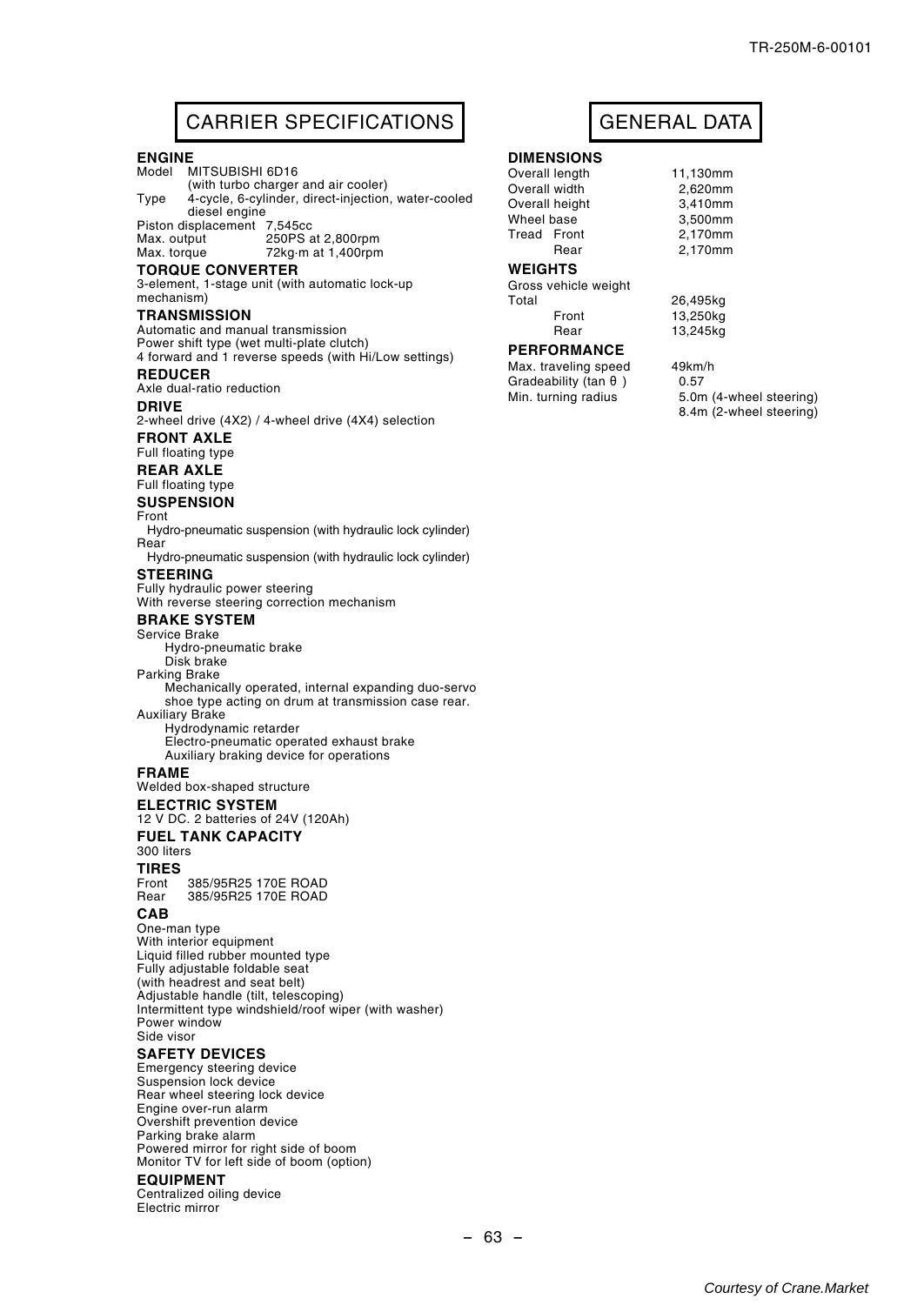# CARRIER SPECIFICATIONS

### ENGINE

Model MITSUBISHI 6D16
(with turbo charger and air cooler)
Type 4-cycle, 6-cylinder, direct-injection, water-cooled diesel engine
Piston displacement 7,545cc
Max. output 250PS at 2,800rpm
Max. torque 72kg·m at 1,400rpm

### TORQUE CONVERTER

3-element, 1-stage unit (with automatic lock-up mechanism)

### TRANSMISSION

Automatic and manual transmission
Power shift type (wet multi-plate clutch)
4 forward and 1 reverse speeds (with Hi/Low settings)

### REDUCER

Axle dual-ratio reduction

### DRIVE

2-wheel drive (4X2) / 4-wheel drive (4X4) selection

### FRONT AXLE

Full floating type

### REAR AXLE

Full floating type

### SUSPENSION

Front
Hydro-pneumatic suspension (with hydraulic lock cylinder)
Rear
Hydro-pneumatic suspension (with hydraulic lock cylinder)

### STEERING

Fully hydraulic power steering
With reverse steering correction mechanism

### BRAKE SYSTEM

Service Brake
Hydro-pneumatic brake
Disk brake
Parking Brake
Mechanically operated, internal expanding duo-servo shoe type acting on drum at transmission case rear.
Auxiliary Brake
Hydrodynamic retarder
Electro-pneumatic operated exhaust brake
Auxiliary braking device for operations

### FRAME

Welded box-shaped structure

### ELECTRIC SYSTEM

12 V DC. 2 batteries of 24V (120Ah)

### FUEL TANK CAPACITY

300 liters

### TIRES

Front 385/95R25 170E ROAD
Rear 385/95R25 170E ROAD

### CAB

One-man type
With interior equipment
Liquid filled rubber mounted type
Fully adjustable foldable seat
(with headrest and seat belt)
Adjustable handle (tilt, telescoping)
Intermittent type windshield/roof wiper (with washer)
Power window
Side visor

### SAFETY DEVICES

Emergency steering device
Suspension lock device
Rear wheel steering lock device
Engine over-run alarm
Overshift prevention device
Parking brake alarm
Powered mirror for right side of boom
Monitor TV for left side of boom (option)

### EQUIPMENT

Centralized oiling device
Electric mirror

# GENERAL DATA

### DIMENSIONS

| | |
|---|---|
| Overall length | 11,130mm |
| Overall width | 2,620mm |
| Overall height | 3,410mm |
| Wheel base | 3,500mm |
| Tread Front | 2,170mm |
| Rear | 2,170mm |

### WEIGHTS

| | |
|---|---|
| Gross vehicle weight | |
| Total | 26,495kg |
| Front | 13,250kg |
| Rear | 13,245kg |

### PERFORMANCE

| | |
|---|---|
| Max. traveling speed | 49km/h |
| Gradeability ($\tan\theta$) | 0.57 |
| Min. turning radius | 5.0m (4-wheel steering)<br>8.4m (2-wheel steering) |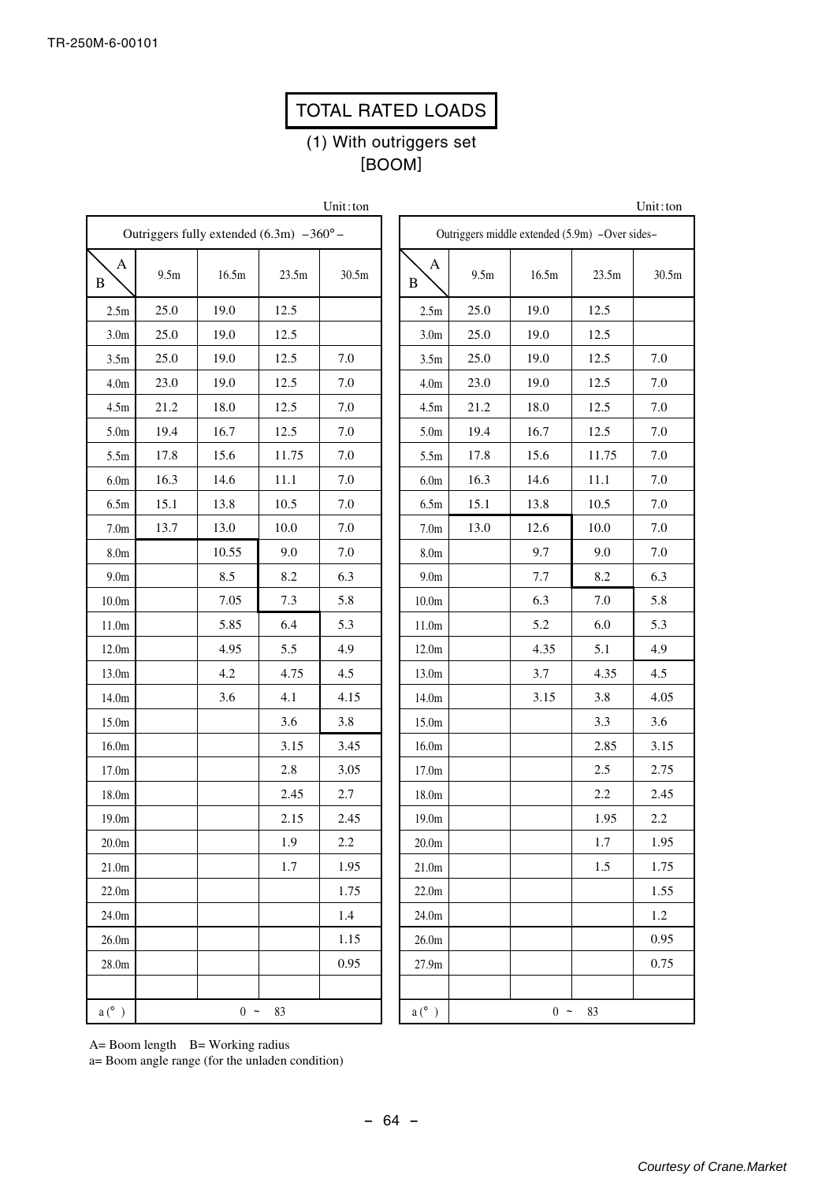# TOTAL RATED LOADS

## (1) With outriggers set

### [BOOM]

Unit: ton

| Outriggers fully extended (6.3m) –360°– | | | | |
|---|---|---|---|---|
| B \ A | 9.5m | 16.5m | 23.5m | 30.5m |
| 2.5m | 25.0 | 19.0 | 12.5 | |
| 3.0m | 25.0 | 19.0 | 12.5 | |
| 3.5m | 25.0 | 19.0 | 12.5 | 7.0 |
| 4.0m | 23.0 | 19.0 | 12.5 | 7.0 |
| 4.5m | 21.2 | 18.0 | 12.5 | 7.0 |
| 5.0m | 19.4 | 16.7 | 12.5 | 7.0 |
| 5.5m | 17.8 | 15.6 | 11.75 | 7.0 |
| 6.0m | 16.3 | 14.6 | 11.1 | 7.0 |
| 6.5m | 15.1 | 13.8 | 10.5 | 7.0 |
| 7.0m | 13.7 | 13.0 | 10.0 | 7.0 |
| 8.0m | | 10.55 | 9.0 | 7.0 |
| 9.0m | | 8.5 | 8.2 | 6.3 |
| 10.0m | | 7.05 | 7.3 | 5.8 |
| 11.0m | | 5.85 | 6.4 | 5.3 |
| 12.0m | | 4.95 | 5.5 | 4.9 |
| 13.0m | | 4.2 | 4.75 | 4.5 |
| 14.0m | | 3.6 | 4.1 | 4.15 |
| 15.0m | | | 3.6 | 3.8 |
| 16.0m | | | 3.15 | 3.45 |
| 17.0m | | | 2.8 | 3.05 |
| 18.0m | | | 2.45 | 2.7 |
| 19.0m | | | 2.15 | 2.45 |
| 20.0m | | | 1.9 | 2.2 |
| 21.0m | | | 1.7 | 1.95 |
| 22.0m | | | | 1.75 |
| 24.0m | | | | 1.4 |
| 26.0m | | | | 1.15 |
| 28.0m | | | | 0.95 |
| a (°) | 0 ~ 83 | | | |

Unit: ton

| Outriggers middle extended (5.9m) –Over sides– | | | | |
|---|---|---|---|---|
| B \ A | 9.5m | 16.5m | 23.5m | 30.5m |
| 2.5m | 25.0 | 19.0 | 12.5 | |
| 3.0m | 25.0 | 19.0 | 12.5 | |
| 3.5m | 25.0 | 19.0 | 12.5 | 7.0 |
| 4.0m | 23.0 | 19.0 | 12.5 | 7.0 |
| 4.5m | 21.2 | 18.0 | 12.5 | 7.0 |
| 5.0m | 19.4 | 16.7 | 12.5 | 7.0 |
| 5.5m | 17.8 | 15.6 | 11.75 | 7.0 |
| 6.0m | 16.3 | 14.6 | 11.1 | 7.0 |
| 6.5m | 15.1 | 13.8 | 10.5 | 7.0 |
| 7.0m | 13.0 | 12.6 | 10.0 | 7.0 |
| 8.0m | | 9.7 | 9.0 | 7.0 |
| 9.0m | | 7.7 | 8.2 | 6.3 |
| 10.0m | | 6.3 | 7.0 | 5.8 |
| 11.0m | | 5.2 | 6.0 | 5.3 |
| 12.0m | | 4.35 | 5.1 | 4.9 |
| 13.0m | | 3.7 | 4.35 | 4.5 |
| 14.0m | | 3.15 | 3.8 | 4.05 |
| 15.0m | | | 3.3 | 3.6 |
| 16.0m | | | 2.85 | 3.15 |
| 17.0m | | | 2.5 | 2.75 |
| 18.0m | | | 2.2 | 2.45 |
| 19.0m | | | 1.95 | 2.2 |
| 20.0m | | | 1.7 | 1.95 |
| 21.0m | | | 1.5 | 1.75 |
| 22.0m | | | | 1.55 |
| 24.0m | | | | 1.2 |
| 26.0m | | | | 0.95 |
| 27.9m | | | | 0.75 |
| a (°) | 0 ~ 83 | | | |

A= Boom length B= Working radius
a= Boom angle range (for the unladen condition)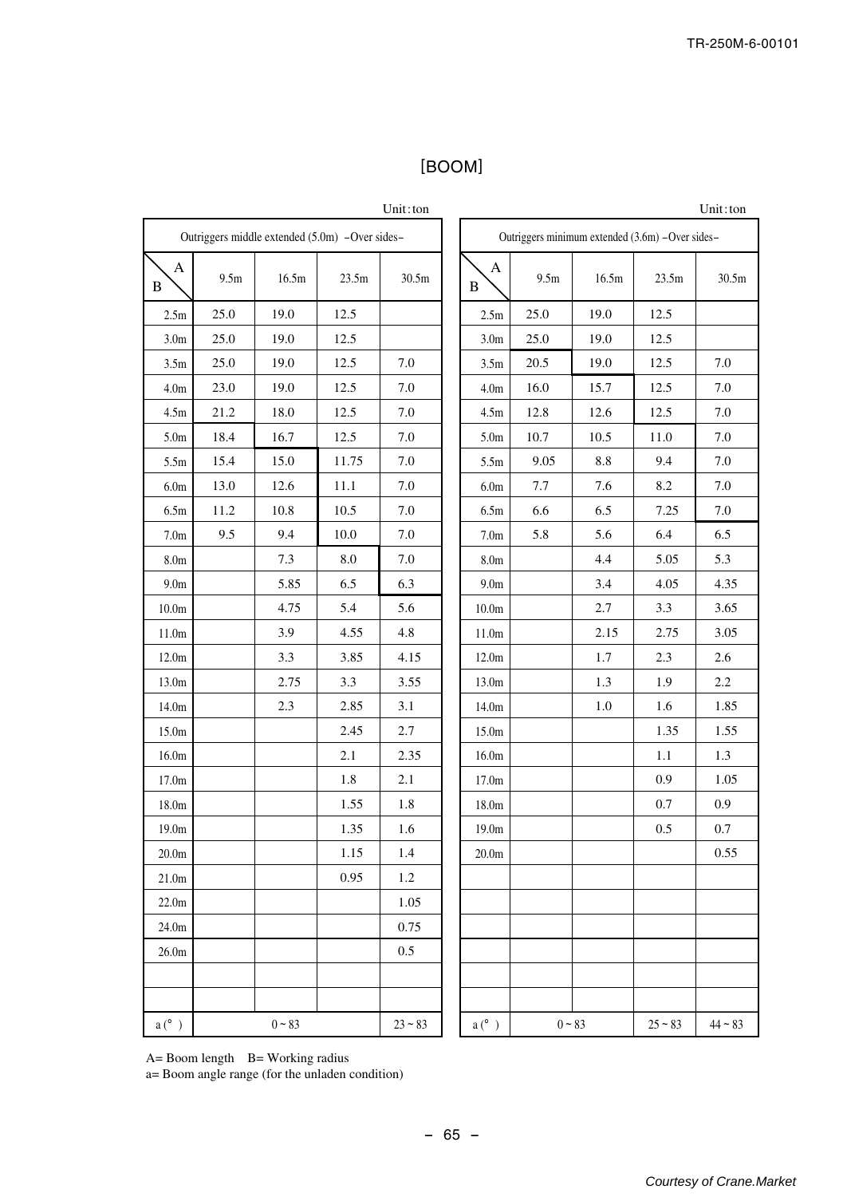# [BOOM]

Unit: ton

| Outriggers middle extended (5.0m) –Over sides– | | | | |
|---|---|---|---|---|
| B \ A | 9.5m | 16.5m | 23.5m | 30.5m |
| 2.5m | 25.0 | 19.0 | 12.5 | |
| 3.0m | 25.0 | 19.0 | 12.5 | |
| 3.5m | 25.0 | 19.0 | 12.5 | 7.0 |
| 4.0m | 23.0 | 19.0 | 12.5 | 7.0 |
| 4.5m | 21.2 | 18.0 | 12.5 | 7.0 |
| 5.0m | 18.4 | 16.7 | 12.5 | 7.0 |
| 5.5m | 15.4 | 15.0 | 11.75 | 7.0 |
| 6.0m | 13.0 | 12.6 | 11.1 | 7.0 |
| 6.5m | 11.2 | 10.8 | 10.5 | 7.0 |
| 7.0m | 9.5 | 9.4 | 10.0 | 7.0 |
| 8.0m | | 7.3 | 8.0 | 7.0 |
| 9.0m | | 5.85 | 6.5 | 6.3 |
| 10.0m | | 4.75 | 5.4 | 5.6 |
| 11.0m | | 3.9 | 4.55 | 4.8 |
| 12.0m | | 3.3 | 3.85 | 4.15 |
| 13.0m | | 2.75 | 3.3 | 3.55 |
| 14.0m | | 2.3 | 2.85 | 3.1 |
| 15.0m | | | 2.45 | 2.7 |
| 16.0m | | | 2.1 | 2.35 |
| 17.0m | | | 1.8 | 2.1 |
| 18.0m | | | 1.55 | 1.8 |
| 19.0m | | | 1.35 | 1.6 |
| 20.0m | | | 1.15 | 1.4 |
| 21.0m | | | 0.95 | 1.2 |
| 22.0m | | | | 1.05 |
| 24.0m | | | | 0.75 |
| 26.0m | | | | 0.5 |
| a (°) | 0 ~ 83 | | | 23 ~ 83 |

Unit: ton

| Outriggers minimum extended (3.6m) –Over sides– | | | | |
|---|---|---|---|---|
| B \ A | 9.5m | 16.5m | 23.5m | 30.5m |
| 2.5m | 25.0 | 19.0 | 12.5 | |
| 3.0m | 25.0 | 19.0 | 12.5 | |
| 3.5m | 20.5 | 19.0 | 12.5 | 7.0 |
| 4.0m | 16.0 | 15.7 | 12.5 | 7.0 |
| 4.5m | 12.8 | 12.6 | 12.5 | 7.0 |
| 5.0m | 10.7 | 10.5 | 11.0 | 7.0 |
| 5.5m | 9.05 | 8.8 | 9.4 | 7.0 |
| 6.0m | 7.7 | 7.6 | 8.2 | 7.0 |
| 6.5m | 6.6 | 6.5 | 7.25 | 7.0 |
| 7.0m | 5.8 | 5.6 | 6.4 | 6.5 |
| 8.0m | | 4.4 | 5.05 | 5.3 |
| 9.0m | | 3.4 | 4.05 | 4.35 |
| 10.0m | | 2.7 | 3.3 | 3.65 |
| 11.0m | | 2.15 | 2.75 | 3.05 |
| 12.0m | | 1.7 | 2.3 | 2.6 |
| 13.0m | | 1.3 | 1.9 | 2.2 |
| 14.0m | | 1.0 | 1.6 | 1.85 |
| 15.0m | | | 1.35 | 1.55 |
| 16.0m | | | 1.1 | 1.3 |
| 17.0m | | | 0.9 | 1.05 |
| 18.0m | | | 0.7 | 0.9 |
| 19.0m | | | 0.5 | 0.7 |
| 20.0m | | | | 0.55 |
| a (°) | 0 ~ 83 | | 25 ~ 83 | 44 ~ 83 |

A= Boom length B= Working radius
a= Boom angle range (for the unladen condition)

*Courtesy of Crane.Market*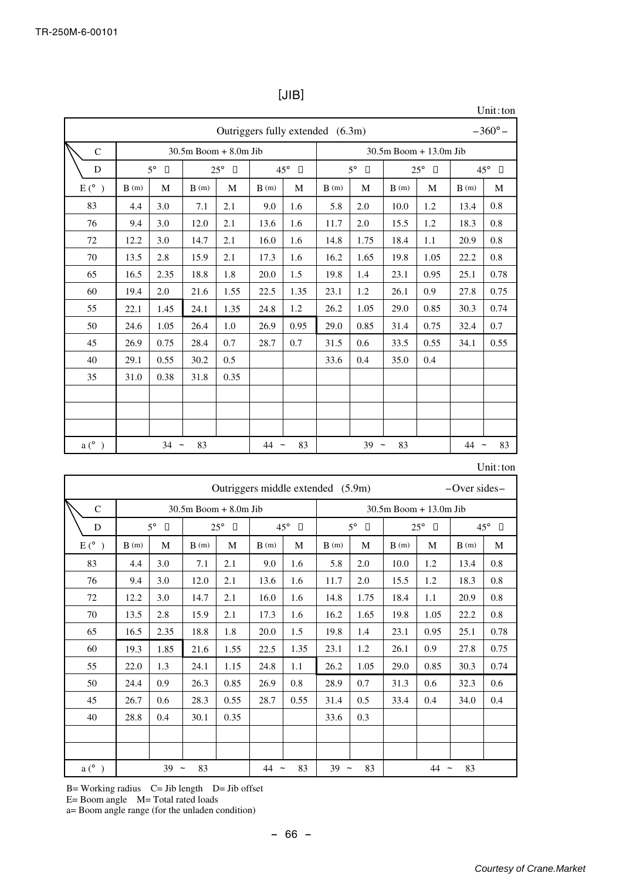# [JIB]

Unit: ton

| Outriggers fully extended (6.3m) | | | | | | | | | | | | –360°– |
|---|---|---|---|---|---|---|---|---|---|---|---|---|
| C | 30.5m Boom + 8.0m Jib | | | | | | 30.5m Boom + 13.0m Jib | | | | | |
| D | 5° | | 25° | | 45° | | 5° | | 25° | | 45° | |
| E (°) | B (m) | M | B (m) | M | B (m) | M | B (m) | M | B (m) | M | B (m) | M |
| 83 | 4.4 | 3.0 | 7.1 | 2.1 | 9.0 | 1.6 | 5.8 | 2.0 | 10.0 | 1.2 | 13.4 | 0.8 |
| 76 | 9.4 | 3.0 | 12.0 | 2.1 | 13.6 | 1.6 | 11.7 | 2.0 | 15.5 | 1.2 | 18.3 | 0.8 |
| 72 | 12.2 | 3.0 | 14.7 | 2.1 | 16.0 | 1.6 | 14.8 | 1.75 | 18.4 | 1.1 | 20.9 | 0.8 |
| 70 | 13.5 | 2.8 | 15.9 | 2.1 | 17.3 | 1.6 | 16.2 | 1.65 | 19.8 | 1.05 | 22.2 | 0.8 |
| 65 | 16.5 | 2.35 | 18.8 | 1.8 | 20.0 | 1.5 | 19.8 | 1.4 | 23.1 | 0.95 | 25.1 | 0.78 |
| 60 | 19.4 | 2.0 | 21.6 | 1.55 | 22.5 | 1.35 | 23.1 | 1.2 | 26.1 | 0.9 | 27.8 | 0.75 |
| 55 | 22.1 | 1.45 | 24.1 | 1.35 | 24.8 | 1.2 | 26.2 | 1.05 | 29.0 | 0.85 | 30.3 | 0.74 |
| 50 | 24.6 | 1.05 | 26.4 | 1.0 | 26.9 | 0.95 | 29.0 | 0.85 | 31.4 | 0.75 | 32.4 | 0.7 |
| 45 | 26.9 | 0.75 | 28.4 | 0.7 | 28.7 | 0.7 | 31.5 | 0.6 | 33.5 | 0.55 | 34.1 | 0.55 |
| 40 | 29.1 | 0.55 | 30.2 | 0.5 | | | 33.6 | 0.4 | 35.0 | 0.4 | | |
| 35 | 31.0 | 0.38 | 31.8 | 0.35 | | | | | | | | |
| | | | | | | | | | | | | |
| | | | | | | | | | | | | |
| | | | | | | | | | | | | |
| a (°) | 34 ~ 83 | | | | 44 ~ 83 | | 39 ~ 83 | | | | 44 ~ 83 | |

Unit: ton

| Outriggers middle extended (5.9m) | | | | | | | | | | | | –Over sides– |
|---|---|---|---|---|---|---|---|---|---|---|---|---|
| C | 30.5m Boom + 8.0m Jib | | | | | | 30.5m Boom + 13.0m Jib | | | | | |
| D | 5° | | 25° | | 45° | | 5° | | 25° | | 45° | |
| E (°) | B (m) | M | B (m) | M | B (m) | M | B (m) | M | B (m) | M | B (m) | M |
| 83 | 4.4 | 3.0 | 7.1 | 2.1 | 9.0 | 1.6 | 5.8 | 2.0 | 10.0 | 1.2 | 13.4 | 0.8 |
| 76 | 9.4 | 3.0 | 12.0 | 2.1 | 13.6 | 1.6 | 11.7 | 2.0 | 15.5 | 1.2 | 18.3 | 0.8 |
| 72 | 12.2 | 3.0 | 14.7 | 2.1 | 16.0 | 1.6 | 14.8 | 1.75 | 18.4 | 1.1 | 20.9 | 0.8 |
| 70 | 13.5 | 2.8 | 15.9 | 2.1 | 17.3 | 1.6 | 16.2 | 1.65 | 19.8 | 1.05 | 22.2 | 0.8 |
| 65 | 16.5 | 2.35 | 18.8 | 1.8 | 20.0 | 1.5 | 19.8 | 1.4 | 23.1 | 0.95 | 25.1 | 0.78 |
| 60 | 19.3 | 1.85 | 21.6 | 1.55 | 22.5 | 1.35 | 23.1 | 1.2 | 26.1 | 0.9 | 27.8 | 0.75 |
| 55 | 22.0 | 1.3 | 24.1 | 1.15 | 24.8 | 1.1 | 26.2 | 1.05 | 29.0 | 0.85 | 30.3 | 0.74 |
| 50 | 24.4 | 0.9 | 26.3 | 0.85 | 26.9 | 0.8 | 28.9 | 0.7 | 31.3 | 0.6 | 32.3 | 0.6 |
| 45 | 26.7 | 0.6 | 28.3 | 0.55 | 28.7 | 0.55 | 31.4 | 0.5 | 33.4 | 0.4 | 34.0 | 0.4 |
| 40 | 28.8 | 0.4 | 30.1 | 0.35 | | | 33.6 | 0.3 | | | | |
| | | | | | | | | | | | | |
| | | | | | | | | | | | | |
| a (°) | 39 ~ 83 | | | | 44 ~ 83 | | 39 ~ 83 | | 44 ~ 83 | | | |

B= Working radius  C= Jib length  D= Jib offset
E= Boom angle  M= Total rated loads
a= Boom angle range (for the unladen condition)

*Courtesy of Crane.Market*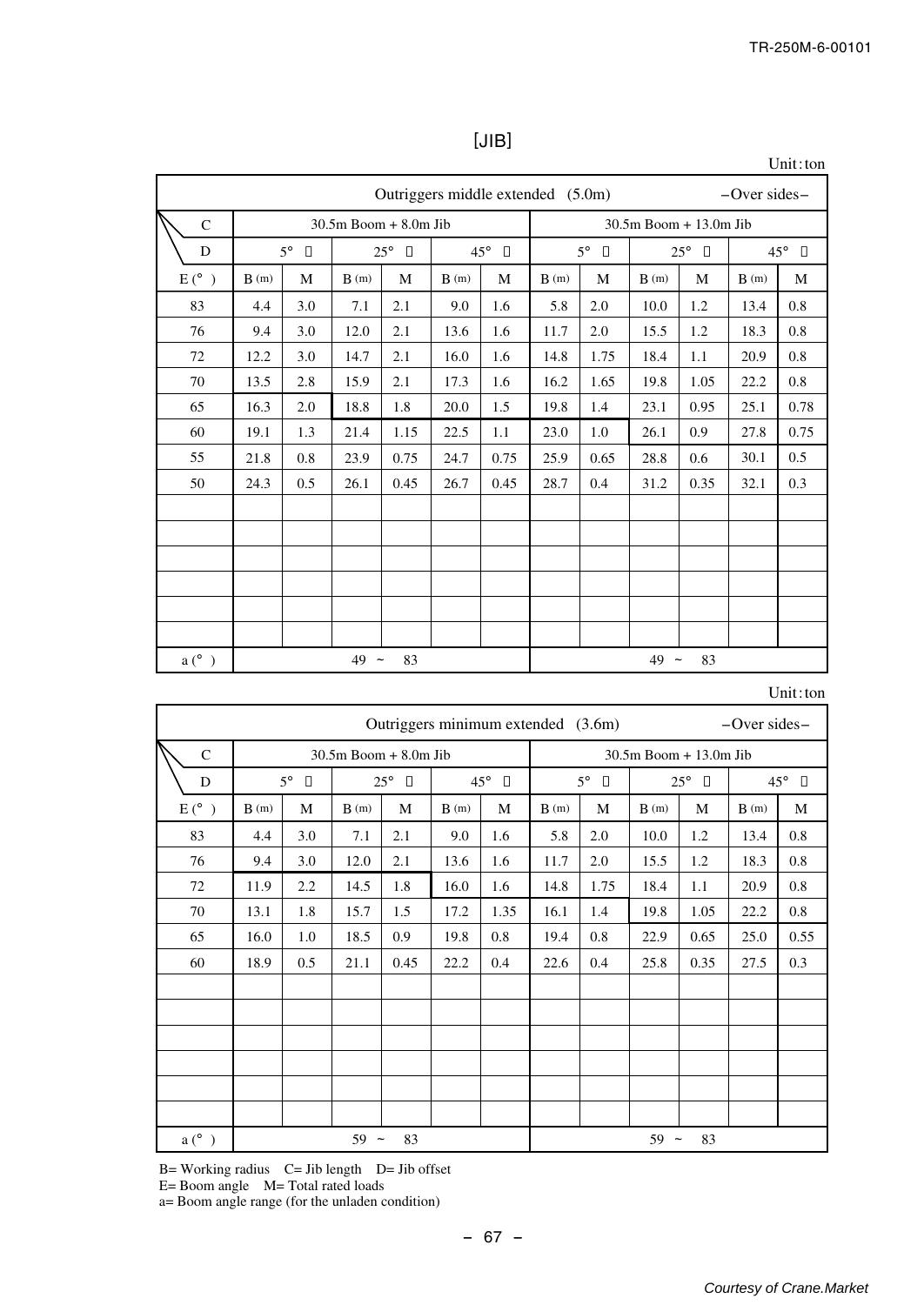## [JIB]

Unit: ton

| Outriggers middle extended (5.0m) | | | | | | | | | | | | –Over sides– |
|---|---|---|---|---|---|---|---|---|---|---|---|---|
| C | 30.5m Boom + 8.0m Jib | | | | | | 30.5m Boom + 13.0m Jib | | | | | |
| D | 5° | | 25° | | 45° | | 5° | | 25° | | 45° | |
| E (°) | B (m) | M | B (m) | M | B (m) | M | B (m) | M | B (m) | M | B (m) | M |
| 83 | 4.4 | 3.0 | 7.1 | 2.1 | 9.0 | 1.6 | 5.8 | 2.0 | 10.0 | 1.2 | 13.4 | 0.8 |
| 76 | 9.4 | 3.0 | 12.0 | 2.1 | 13.6 | 1.6 | 11.7 | 2.0 | 15.5 | 1.2 | 18.3 | 0.8 |
| 72 | 12.2 | 3.0 | 14.7 | 2.1 | 16.0 | 1.6 | 14.8 | 1.75 | 18.4 | 1.1 | 20.9 | 0.8 |
| 70 | 13.5 | 2.8 | 15.9 | 2.1 | 17.3 | 1.6 | 16.2 | 1.65 | 19.8 | 1.05 | 22.2 | 0.8 |
| 65 | 16.3 | 2.0 | 18.8 | 1.8 | 20.0 | 1.5 | 19.8 | 1.4 | 23.1 | 0.95 | 25.1 | 0.78 |
| 60 | 19.1 | 1.3 | 21.4 | 1.15 | 22.5 | 1.1 | 23.0 | 1.0 | 26.1 | 0.9 | 27.8 | 0.75 |
| 55 | 21.8 | 0.8 | 23.9 | 0.75 | 24.7 | 0.75 | 25.9 | 0.65 | 28.8 | 0.6 | 30.1 | 0.5 |
| 50 | 24.3 | 0.5 | 26.1 | 0.45 | 26.7 | 0.45 | 28.7 | 0.4 | 31.2 | 0.35 | 32.1 | 0.3 |
| a (°) | 49 ~ 83 | | | | | | 49 ~ 83 | | | | | |

Unit: ton

| Outriggers minimum extended (3.6m) | | | | | | | | | | | | –Over sides– |
|---|---|---|---|---|---|---|---|---|---|---|---|---|
| C | 30.5m Boom + 8.0m Jib | | | | | | 30.5m Boom + 13.0m Jib | | | | | |
| D | 5° | | 25° | | 45° | | 5° | | 25° | | 45° | |
| E (°) | B (m) | M | B (m) | M | B (m) | M | B (m) | M | B (m) | M | B (m) | M |
| 83 | 4.4 | 3.0 | 7.1 | 2.1 | 9.0 | 1.6 | 5.8 | 2.0 | 10.0 | 1.2 | 13.4 | 0.8 |
| 76 | 9.4 | 3.0 | 12.0 | 2.1 | 13.6 | 1.6 | 11.7 | 2.0 | 15.5 | 1.2 | 18.3 | 0.8 |
| 72 | 11.9 | 2.2 | 14.5 | 1.8 | 16.0 | 1.6 | 14.8 | 1.75 | 18.4 | 1.1 | 20.9 | 0.8 |
| 70 | 13.1 | 1.8 | 15.7 | 1.5 | 17.2 | 1.35 | 16.1 | 1.4 | 19.8 | 1.05 | 22.2 | 0.8 |
| 65 | 16.0 | 1.0 | 18.5 | 0.9 | 19.8 | 0.8 | 19.4 | 0.8 | 22.9 | 0.65 | 25.0 | 0.55 |
| 60 | 18.9 | 0.5 | 21.1 | 0.45 | 22.2 | 0.4 | 22.6 | 0.4 | 25.8 | 0.35 | 27.5 | 0.3 |
| a (°) | 59 ~ 83 | | | | | | 59 ~ 83 | | | | | |

B= Working radius　C= Jib length　D= Jib offset
E= Boom angle　M= Total rated loads
a= Boom angle range (for the unladen condition)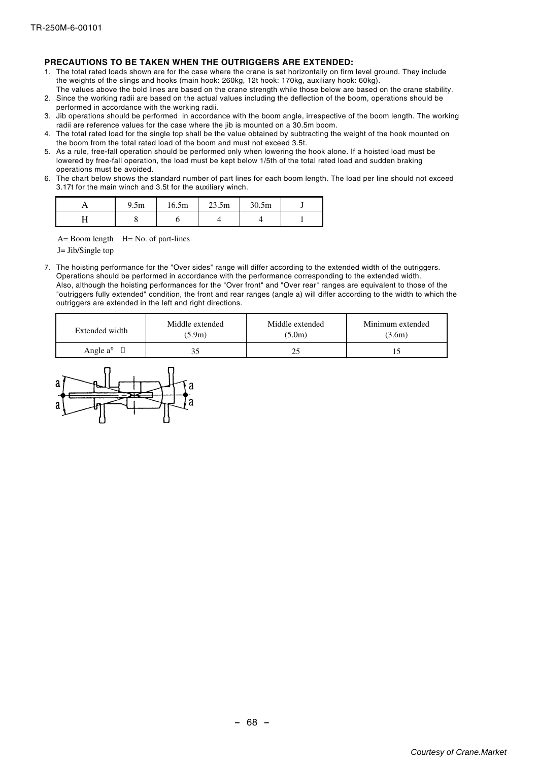### PRECAUTIONS TO BE TAKEN WHEN THE OUTRIGGERS ARE EXTENDED:

1. The total rated loads shown are for the case where the crane is set horizontally on firm level ground. They include the weights of the slings and hooks (main hook: 260kg, 12t hook: 170kg, auxiliary hook: 60kg).
   The values above the bold lines are based on the crane strength while those below are based on the crane stability.
2. Since the working radii are based on the actual values including the deflection of the boom, operations should be performed in accordance with the working radii.
3. Jib operations should be performed in accordance with the boom angle, irrespective of the boom length. The working radii are reference values for the case where the jib is mounted on a 30.5m boom.
4. The total rated load for the single top shall be the value obtained by subtracting the weight of the hook mounted on the boom from the total rated load of the boom and must not exceed 3.5t.
5. As a rule, free-fall operation should be performed only when lowering the hook alone. If a hoisted load must be lowered by free-fall operation, the load must be kept below 1/5th of the total rated load and sudden braking operations must be avoided.
6. The chart below shows the standard number of part lines for each boom length. The load per line should not exceed 3.17t for the main winch and 3.5t for the auxiliary winch.

| A | 9.5m | 16.5m | 23.5m | 30.5m | J |
|---|---|---|---|---|---|
| H | 8 | 6 | 4 | 4 | 1 |

A= Boom length H= No. of part-lines

J= Jib/Single top

7. The hoisting performance for the "Over sides" range will differ according to the extended width of the outriggers. Operations should be performed in accordance with the performance corresponding to the extended width.
   Also, although the hoisting performances for the "Over front" and "Over rear" ranges are equivalent to those of the "outriggers fully extended" condition, the front and rear ranges (angle a) will differ according to the width to which the outriggers are extended in the left and right directions.

| Extended width | Middle extended (5.9m) | Middle extended (5.0m) | Minimum extended (3.6m) |
|---|---|---|---|
| Angle a° | 35 | 25 | 15 |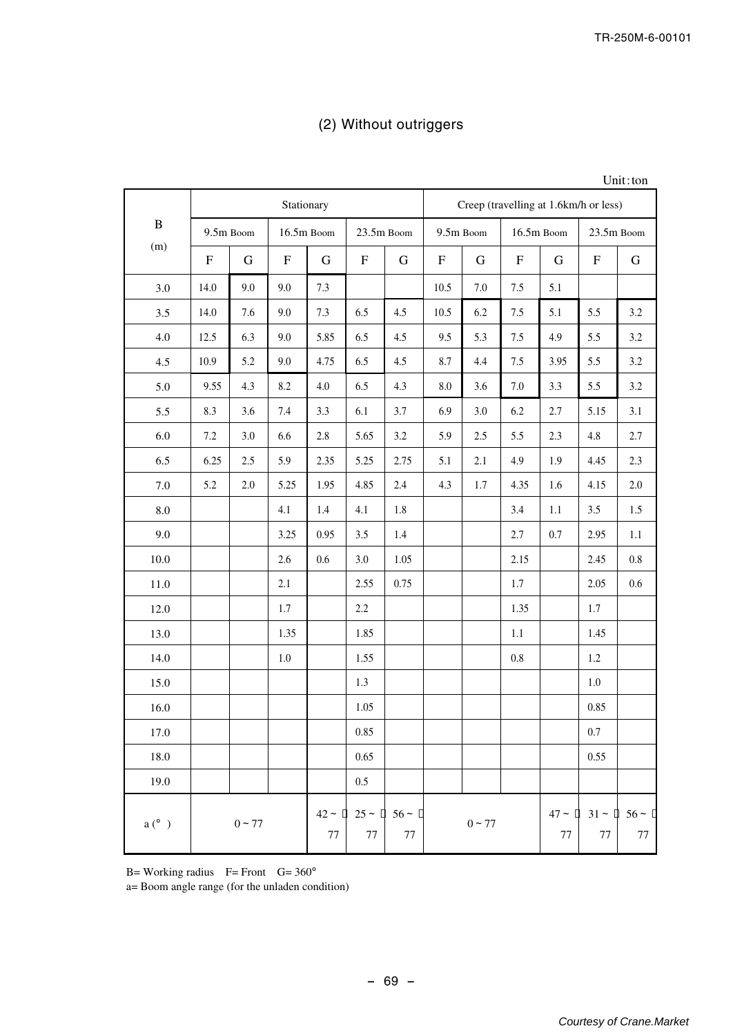## (2) Without outriggers

Unit：ton

| B (m) | Stationary | | | | | | Creep (travelling at 1.6km/h or less) | | | | | |
|---|---|---|---|---|---|---|---|---|---|---|---|---|
| | 9.5m Boom | | 16.5m Boom | | 23.5m Boom | | 9.5m Boom | | 16.5m Boom | | 23.5m Boom | |
| | F | G | F | G | F | G | F | G | F | G | F | G |
| 3.0 | 14.0 | 9.0 | 9.0 | 7.3 | | | 10.5 | 7.0 | 7.5 | 5.1 | | |
| 3.5 | 14.0 | 7.6 | 9.0 | 7.3 | 6.5 | 4.5 | 10.5 | 6.2 | 7.5 | 5.1 | 5.5 | 3.2 |
| 4.0 | 12.5 | 6.3 | 9.0 | 5.85 | 6.5 | 4.5 | 9.5 | 5.3 | 7.5 | 4.9 | 5.5 | 3.2 |
| 4.5 | 10.9 | 5.2 | 9.0 | 4.75 | 6.5 | 4.5 | 8.7 | 4.4 | 7.5 | 3.95 | 5.5 | 3.2 |
| 5.0 | 9.55 | 4.3 | 8.2 | 4.0 | 6.5 | 4.3 | 8.0 | 3.6 | 7.0 | 3.3 | 5.5 | 3.2 |
| 5.5 | 8.3 | 3.6 | 7.4 | 3.3 | 6.1 | 3.7 | 6.9 | 3.0 | 6.2 | 2.7 | 5.15 | 3.1 |
| 6.0 | 7.2 | 3.0 | 6.6 | 2.8 | 5.65 | 3.2 | 5.9 | 2.5 | 5.5 | 2.3 | 4.8 | 2.7 |
| 6.5 | 6.25 | 2.5 | 5.9 | 2.35 | 5.25 | 2.75 | 5.1 | 2.1 | 4.9 | 1.9 | 4.45 | 2.3 |
| 7.0 | 5.2 | 2.0 | 5.25 | 1.95 | 4.85 | 2.4 | 4.3 | 1.7 | 4.35 | 1.6 | 4.15 | 2.0 |
| 8.0 | | | 4.1 | 1.4 | 4.1 | 1.8 | | | 3.4 | 1.1 | 3.5 | 1.5 |
| 9.0 | | | 3.25 | 0.95 | 3.5 | 1.4 | | | 2.7 | 0.7 | 2.95 | 1.1 |
| 10.0 | | | 2.6 | 0.6 | 3.0 | 1.05 | | | 2.15 | | 2.45 | 0.8 |
| 11.0 | | | 2.1 | | 2.55 | 0.75 | | | 1.7 | | 2.05 | 0.6 |
| 12.0 | | | 1.7 | | 2.2 | | | | 1.35 | | 1.7 | |
| 13.0 | | | 1.35 | | 1.85 | | | | 1.1 | | 1.45 | |
| 14.0 | | | 1.0 | | 1.55 | | | | 0.8 | | 1.2 | |
| 15.0 | | | | | 1.3 | | | | | | 1.0 | |
| 16.0 | | | | | 1.05 | | | | | | 0.85 | |
| 17.0 | | | | | 0.85 | | | | | | 0.7 | |
| 18.0 | | | | | 0.65 | | | | | | 0.55 | |
| 19.0 | | | | | 0.5 | | | | | | | |
| a (°) | 0 ~ 77 | | | 42 ~ 77 | 25 ~ 77 | 56 ~ 77 | 0 ~ 77 | | | 47 ~ 77 | 31 ~ 77 | 56 ~ 77 |

B= Working radius　F= Front　G= 360°

a= Boom angle range (for the unladen condition)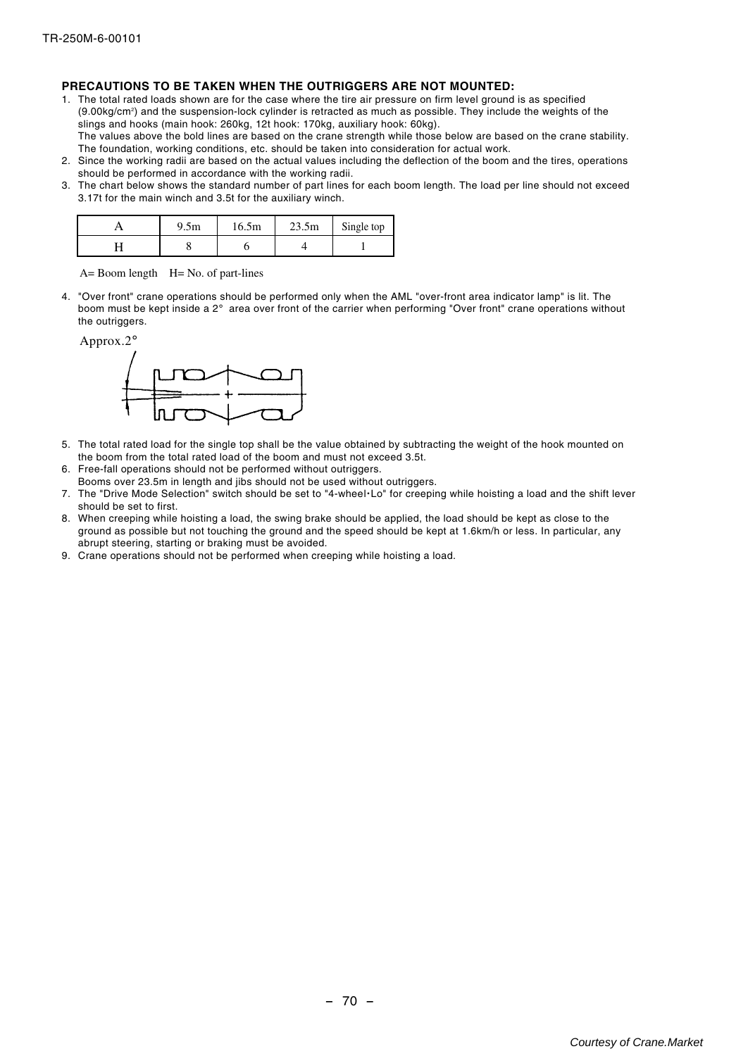## PRECAUTIONS TO BE TAKEN WHEN THE OUTRIGGERS ARE NOT MOUNTED:

1. The total rated loads shown are for the case where the tire air pressure on firm level ground is as specified (9.00kg/cm²) and the suspension-lock cylinder is retracted as much as possible. They include the weights of the slings and hooks (main hook: 260kg, 12t hook: 170kg, auxiliary hook: 60kg).
   The values above the bold lines are based on the crane strength while those below are based on the crane stability. The foundation, working conditions, etc. should be taken into consideration for actual work.
2. Since the working radii are based on the actual values including the deflection of the boom and the tires, operations should be performed in accordance with the working radii.
3. The chart below shows the standard number of part lines for each boom length. The load per line should not exceed 3.17t for the main winch and 3.5t for the auxiliary winch.

| A | 9.5m | 16.5m | 23.5m | Single top |
|---|---|---|---|---|
| H | 8 | 6 | 4 | 1 |

A= Boom length H= No. of part-lines

4. "Over front" crane operations should be performed only when the AML "over-front area indicator lamp" is lit. The boom must be kept inside a 2° area over front of the carrier when performing "Over front" crane operations without the outriggers.

Approx.2°

5. The total rated load for the single top shall be the value obtained by subtracting the weight of the hook mounted on the boom from the total rated load of the boom and must not exceed 3.5t.
6. Free-fall operations should not be performed without outriggers.
   Booms over 23.5m in length and jibs should not be used without outriggers.
7. The "Drive Mode Selection" switch should be set to "4-wheel・Lo" for creeping while hoisting a load and the shift lever should be set to first.
8. When creeping while hoisting a load, the swing brake should be applied, the load should be kept as close to the ground as possible but not touching the ground and the speed should be kept at 1.6km/h or less. In particular, any abrupt steering, starting or braking must be avoided.
9. Crane operations should not be performed when creeping while hoisting a load.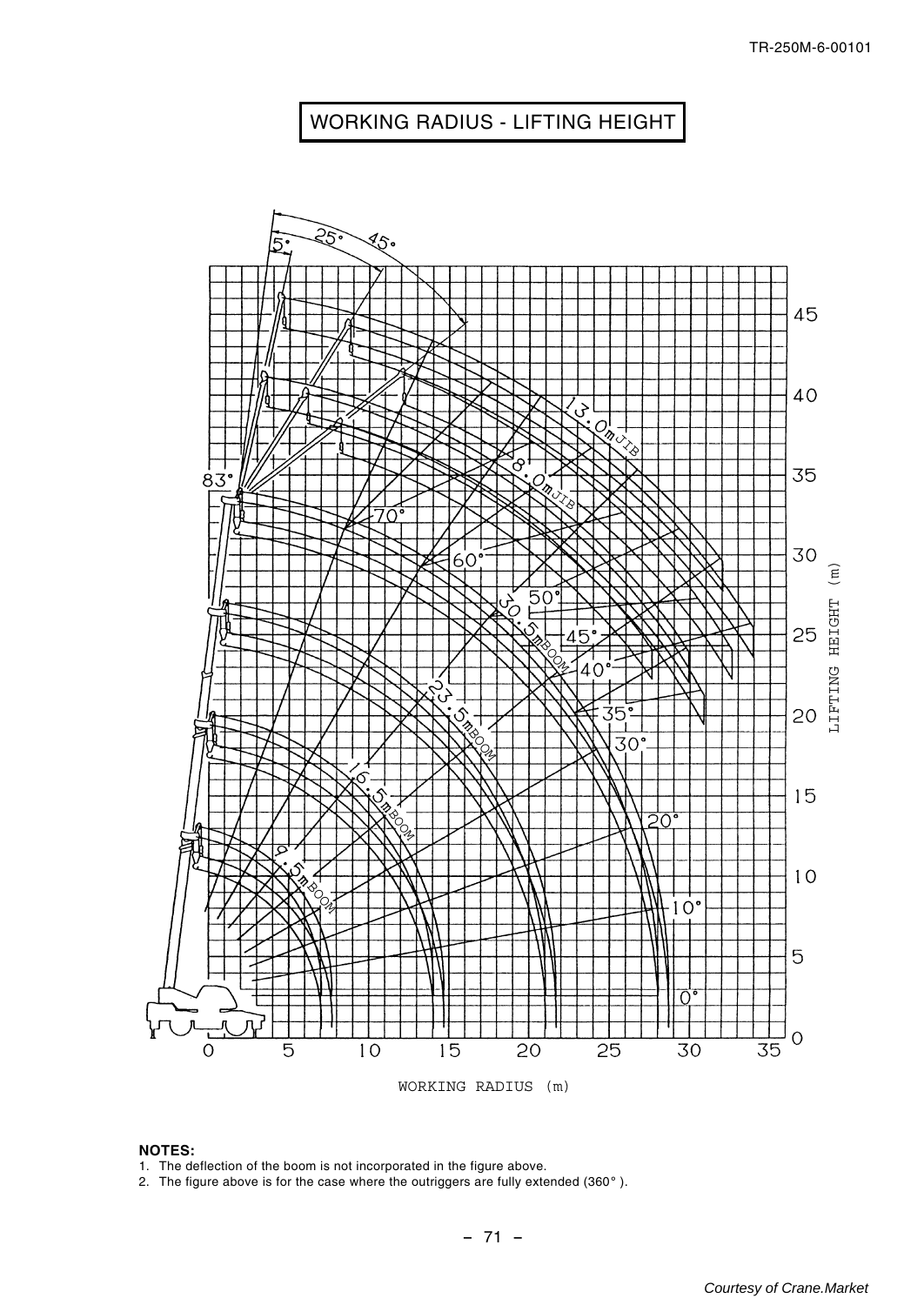# WORKING RADIUS - LIFTING HEIGHT

**NOTES:**

1. The deflection of the boom is not incorporated in the figure above.
2. The figure above is for the case where the outriggers are fully extended (360° ).

*Courtesy of Crane.Market*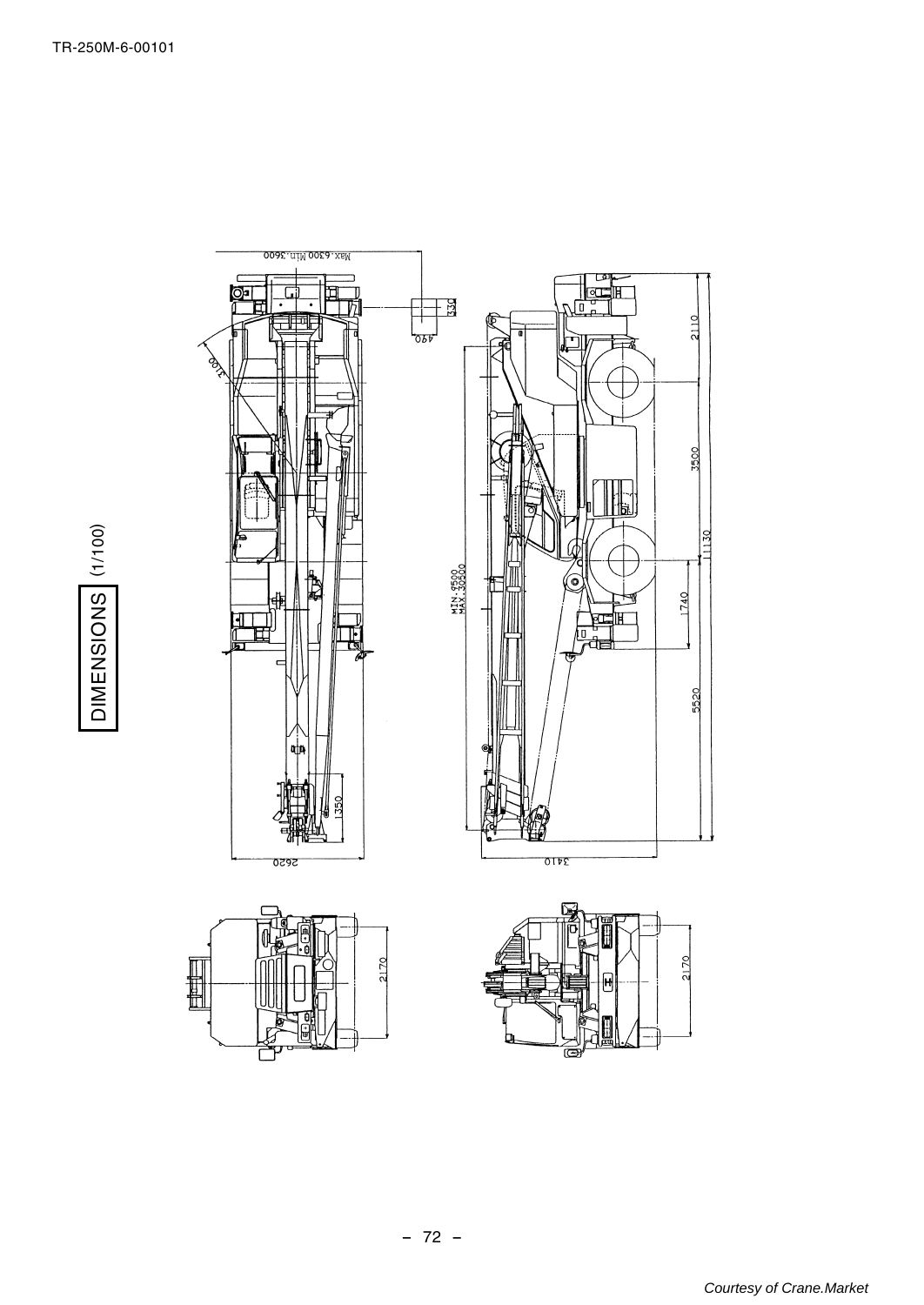# DIMENSIONS (1/100)

Max.6300 Min.3600

330

490

3100

MIN.9500
MAX.30500

2110

3500

1130

1740

5520

1350

2620

3410

2170

2170

Courtesy of Crane.Market